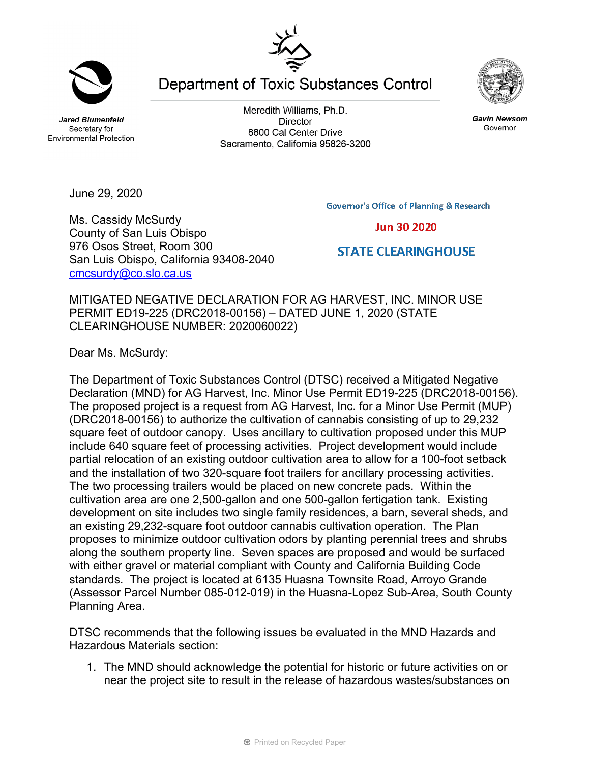Department of Toxic Substances Control

***Jared Blumenfeld***
Secretary for
Environmental Protection

Meredith Williams, Ph.D.
Director
8800 Cal Center Drive
Sacramento, California 95826-3200

***Gavin Newsom***
Governor

June 29, 2020

Governor's Office of Planning & Research

Jun 30 2020

STATE CLEARINGHOUSE

Ms. Cassidy McSurdy
County of San Luis Obispo
976 Osos Street, Room 300
San Luis Obispo, California 93408-2040
cmcsurdy@co.slo.ca.us

MITIGATED NEGATIVE DECLARATION FOR AG HARVEST, INC. MINOR USE PERMIT ED19-225 (DRC2018-00156) – DATED JUNE 1, 2020 (STATE CLEARINGHOUSE NUMBER: 2020060022)

Dear Ms. McSurdy:

The Department of Toxic Substances Control (DTSC) received a Mitigated Negative Declaration (MND) for AG Harvest, Inc. Minor Use Permit ED19-225 (DRC2018-00156). The proposed project is a request from AG Harvest, Inc. for a Minor Use Permit (MUP) (DRC2018-00156) to authorize the cultivation of cannabis consisting of up to 29,232 square feet of outdoor canopy. Uses ancillary to cultivation proposed under this MUP include 640 square feet of processing activities. Project development would include partial relocation of an existing outdoor cultivation area to allow for a 100-foot setback and the installation of two 320-square foot trailers for ancillary processing activities. The two processing trailers would be placed on new concrete pads. Within the cultivation area are one 2,500-gallon and one 500-gallon fertigation tank. Existing development on site includes two single family residences, a barn, several sheds, and an existing 29,232-square foot outdoor cannabis cultivation operation. The Plan proposes to minimize outdoor cultivation odors by planting perennial trees and shrubs along the southern property line. Seven spaces are proposed and would be surfaced with either gravel or material compliant with County and California Building Code standards. The project is located at 6135 Huasna Townsite Road, Arroyo Grande (Assessor Parcel Number 085-012-019) in the Huasna-Lopez Sub-Area, South County Planning Area.

DTSC recommends that the following issues be evaluated in the MND Hazards and Hazardous Materials section:

1. The MND should acknowledge the potential for historic or future activities on or near the project site to result in the release of hazardous wastes/substances on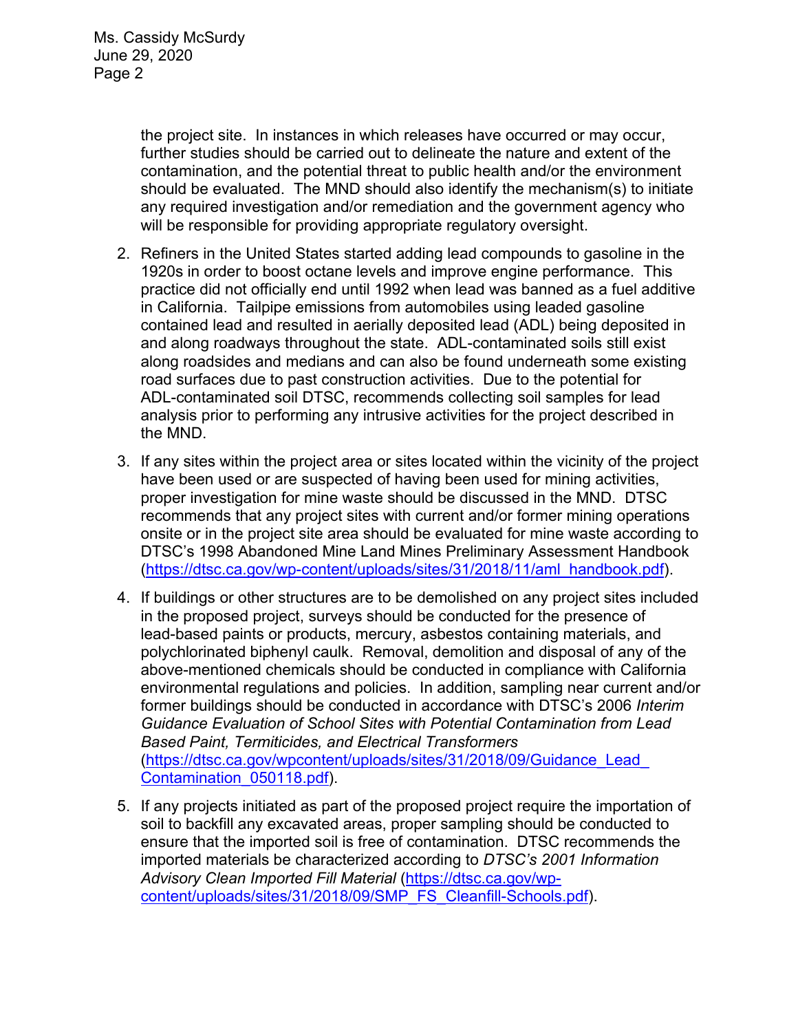the project site. In instances in which releases have occurred or may occur, further studies should be carried out to delineate the nature and extent of the contamination, and the potential threat to public health and/or the environment should be evaluated. The MND should also identify the mechanism(s) to initiate any required investigation and/or remediation and the government agency who will be responsible for providing appropriate regulatory oversight.

2. Refiners in the United States started adding lead compounds to gasoline in the 1920s in order to boost octane levels and improve engine performance. This practice did not officially end until 1992 when lead was banned as a fuel additive in California. Tailpipe emissions from automobiles using leaded gasoline contained lead and resulted in aerially deposited lead (ADL) being deposited in and along roadways throughout the state. ADL-contaminated soils still exist along roadsides and medians and can also be found underneath some existing road surfaces due to past construction activities. Due to the potential for ADL-contaminated soil DTSC, recommends collecting soil samples for lead analysis prior to performing any intrusive activities for the project described in the MND.

3. If any sites within the project area or sites located within the vicinity of the project have been used or are suspected of having been used for mining activities, proper investigation for mine waste should be discussed in the MND. DTSC recommends that any project sites with current and/or former mining operations onsite or in the project site area should be evaluated for mine waste according to DTSC's 1998 Abandoned Mine Land Mines Preliminary Assessment Handbook (https://dtsc.ca.gov/wp-content/uploads/sites/31/2018/11/aml_handbook.pdf).

4. If buildings or other structures are to be demolished on any project sites included in the proposed project, surveys should be conducted for the presence of lead-based paints or products, mercury, asbestos containing materials, and polychlorinated biphenyl caulk. Removal, demolition and disposal of any of the above-mentioned chemicals should be conducted in compliance with California environmental regulations and policies. In addition, sampling near current and/or former buildings should be conducted in accordance with DTSC's 2006 *Interim Guidance Evaluation of School Sites with Potential Contamination from Lead Based Paint, Termiticides, and Electrical Transformers* (https://dtsc.ca.gov/wpcontent/uploads/sites/31/2018/09/Guidance_Lead_Contamination_050118.pdf).

5. If any projects initiated as part of the proposed project require the importation of soil to backfill any excavated areas, proper sampling should be conducted to ensure that the imported soil is free of contamination. DTSC recommends the imported materials be characterized according to *DTSC's 2001 Information Advisory Clean Imported Fill Material* (https://dtsc.ca.gov/wp-content/uploads/sites/31/2018/09/SMP_FS_Cleanfill-Schools.pdf).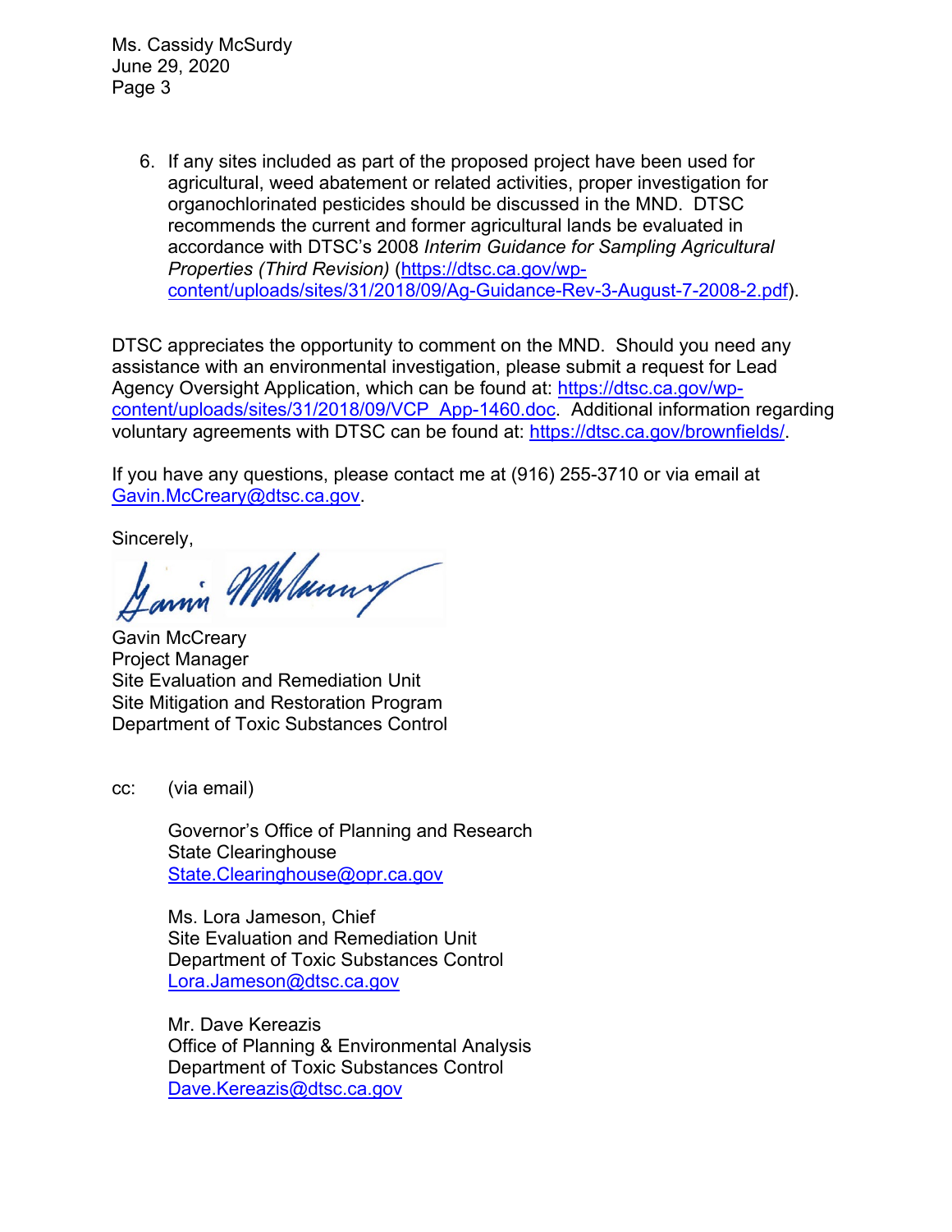Ms. Cassidy McSurdy
June 29, 2020

6. If any sites included as part of the proposed project have been used for agricultural, weed abatement or related activities, proper investigation for organochlorinated pesticides should be discussed in the MND. DTSC recommends the current and former agricultural lands be evaluated in accordance with DTSC's 2008 *Interim Guidance for Sampling Agricultural Properties (Third Revision)* (https://dtsc.ca.gov/wp-content/uploads/sites/31/2018/09/Ag-Guidance-Rev-3-August-7-2008-2.pdf).

DTSC appreciates the opportunity to comment on the MND. Should you need any assistance with an environmental investigation, please submit a request for Lead Agency Oversight Application, which can be found at: https://dtsc.ca.gov/wp-content/uploads/sites/31/2018/09/VCP_App-1460.doc. Additional information regarding voluntary agreements with DTSC can be found at: https://dtsc.ca.gov/brownfields/.

If you have any questions, please contact me at (916) 255-3710 or via email at Gavin.McCreary@dtsc.ca.gov.

Sincerely,

Gavin McCreary
Project Manager
Site Evaluation and Remediation Unit
Site Mitigation and Restoration Program
Department of Toxic Substances Control

cc: (via email)

Governor's Office of Planning and Research
State Clearinghouse
State.Clearinghouse@opr.ca.gov

Ms. Lora Jameson, Chief
Site Evaluation and Remediation Unit
Department of Toxic Substances Control
Lora.Jameson@dtsc.ca.gov

Mr. Dave Kereazis
Office of Planning & Environmental Analysis
Department of Toxic Substances Control
Dave.Kereazis@dtsc.ca.gov